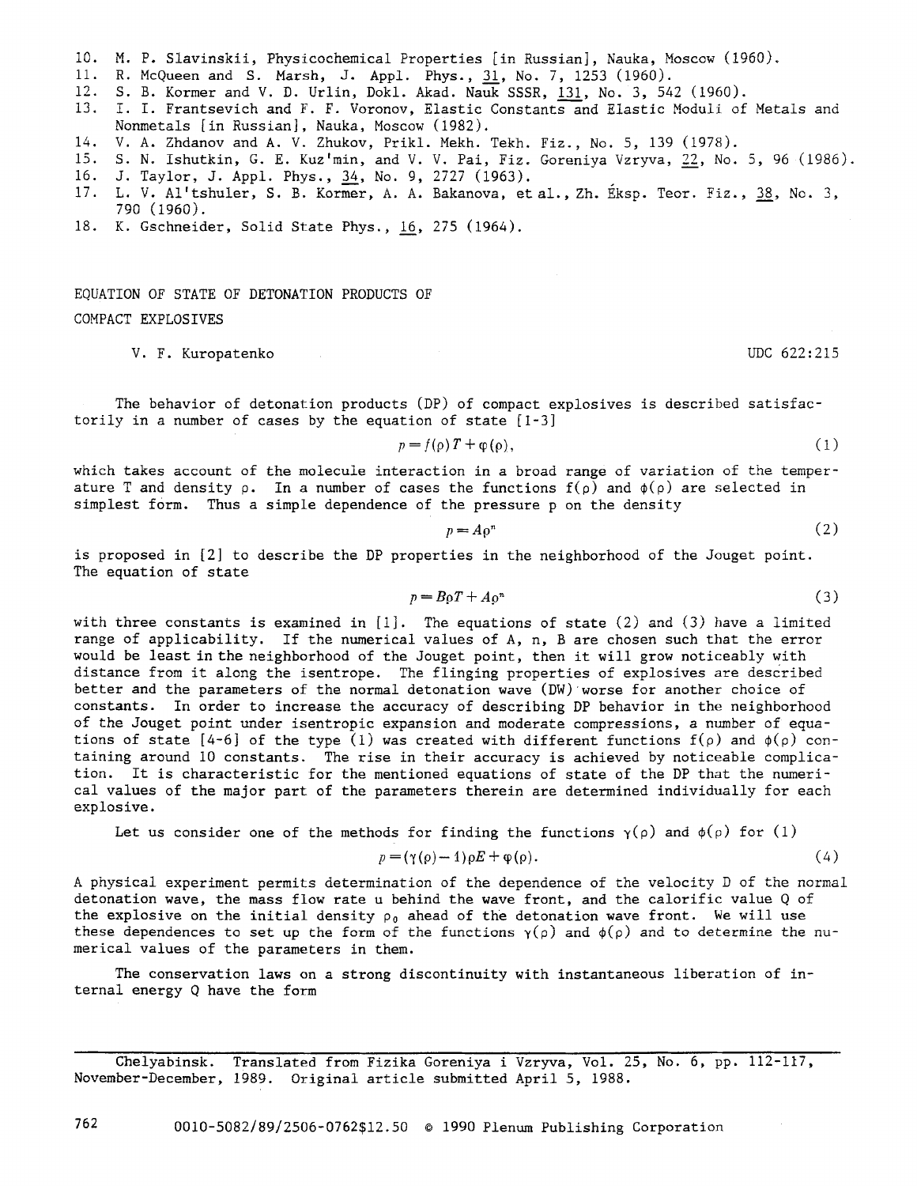10. M. P. Slavinskii, Physicochemical Properties [in Russian], Nauka, Moscow (1960).
11. R. McQueen and S. Marsh, J. Appl. Phys., 31, No. 7, 1253 (1960).
12. S. B. Kormer and V. D. Urlin, Dokl. Akad. Nauk SSSR, 131, No. 3, 542 (1960).
13. I. I. Frantsevich and F. F. Voronov, Elastic Constants and Elastic Moduli of Metals and Nonmetals [in Russian], Nauka, Moscow (1982).
14. V. A. Zhdanov and A. V. Zhukov, Prikl. Mekh. Tekh. Fiz., No. 5, 139 (1978).
15. S. N. Ishutkin, G. E. Kuz'min, and V. V. Pai, Fiz. Goreniya Vzryva, 22, No. 5, 96 (1986).
16. J. Taylor, J. Appl. Phys., 34, No. 9, 2727 (1963).
17. L. V. Al'tshuler, S. B. Kormer, A. A. Bakanova, et al., Zh. Éksp. Teor. Fiz., 38, No. 3, 790 (1960).
18. K. Gschneider, Solid State Phys., 16, 275 (1964).

# EQUATION OF STATE OF DETONATION PRODUCTS OF COMPACT EXPLOSIVES

V. F. Kuropatenko

UDC 622:215

The behavior of detonation products (DP) of compact explosives is described satisfactorily in a number of cases by the equation of state [1-3]

$$p = f(\rho)T + \varphi(\rho), \tag{1}$$

which takes account of the molecule interaction in a broad range of variation of the temperature $T$ and density $\rho$. In a number of cases the functions $f(\rho)$ and $\phi(\rho)$ are selected in simplest form. Thus a simple dependence of the pressure $p$ on the density

$$p = A\rho^n \tag{2}$$

is proposed in [2] to describe the DP properties in the neighborhood of the Jouget point. The equation of state

$$p = B\rho T + A\rho^n \tag{3}$$

with three constants is examined in [1]. The equations of state (2) and (3) have a limited range of applicability. If the numerical values of $A$, $n$, $B$ are chosen such that the error would be least in the neighborhood of the Jouget point, then it will grow noticeably with distance from it along the isentrope. The flinging properties of explosives are described better and the parameters of the normal detonation wave (DW) worse for another choice of constants. In order to increase the accuracy of describing DP behavior in the neighborhood of the Jouget point under isentropic expansion and moderate compressions, a number of equations of state [4-6] of the type (1) was created with different functions $f(\rho)$ and $\phi(\rho)$ containing around 10 constants. The rise in their accuracy is achieved by noticeable complication. It is characteristic for the mentioned equations of state of the DP that the numerical values of the major part of the parameters therein are determined individually for each explosive.

Let us consider one of the methods for finding the functions $\gamma(\rho)$ and $\phi(\rho)$ for (1)

$$p = (\gamma(\rho) - 1)\rho E + \varphi(\rho). \tag{4}$$

A physical experiment permits determination of the dependence of the velocity $D$ of the normal detonation wave, the mass flow rate $u$ behind the wave front, and the calorific value $Q$ of the explosive on the initial density $\rho_0$ ahead of the detonation wave front. We will use these dependences to set up the form of the functions $\gamma(\rho)$ and $\phi(\rho)$ and to determine the numerical values of the parameters in them.

The conservation laws on a strong discontinuity with instantaneous liberation of internal energy $Q$ have the form

Chelyabinsk. Translated from Fizika Goreniya i Vzryva, Vol. 25, No. 6, pp. 112-117, November-December, 1989. Original article submitted April 5, 1988.

0010-5082/89/2506-0762$12.50 © 1990 Plenum Publishing Corporation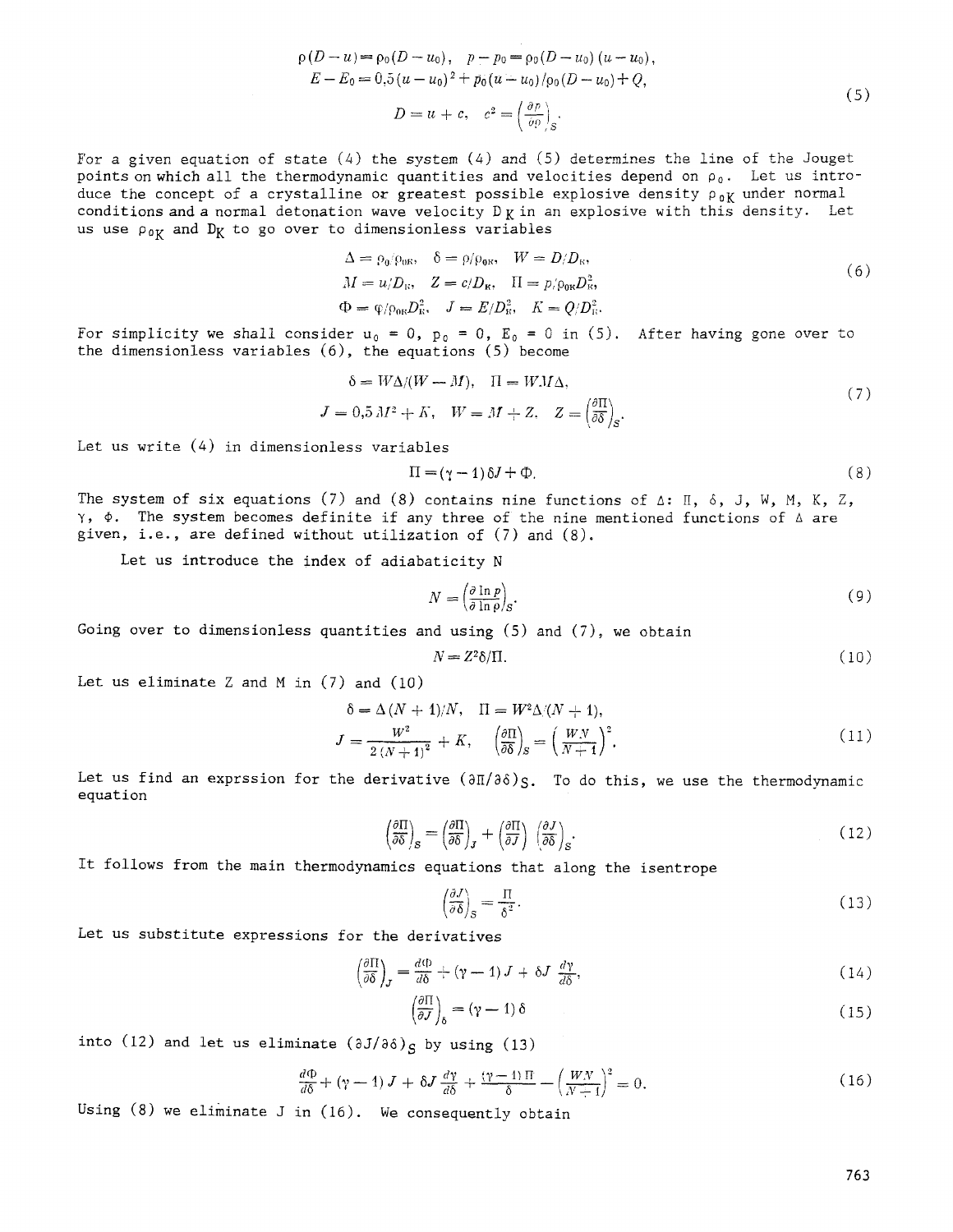$$\rho(D-u)=\rho_0(D-u_0),\quad p-p_0=\rho_0(D-u_0)(u-u_0),$$
$$E-E_0=0.5(u-u_0)^2+p_0(u-u_0)/\rho_0(D-u_0)+Q, \tag{5}$$
$$D=u+c,\quad c^2=\left(\frac{\partial p}{\partial\rho}\right)_S.$$

For a given equation of state (4) the system (4) and (5) determines the line of the Jouget points on which all the thermodynamic quantities and velocities depend on $\rho_0$. Let us introduce the concept of a crystalline or greatest possible explosive density $\rho_{0K}$ under normal conditions and a normal detonation wave velocity $D_K$ in an explosive with this density. Let us use $\rho_{0K}$ and $D_K$ to go over to dimensionless variables

$$\Delta=\rho_0/\rho_{0K},\quad \delta=\rho/\rho_{0K},\quad W=D/D_K,$$
$$M=u/D_K,\quad Z=c/D_K,\quad \Pi=p/\rho_{0K}D_K^2, \tag{6}$$
$$\Phi=\varphi/\rho_{0K}D_K^2,\quad J=E/D_K^2,\quad K=Q/D_K^2.$$

For simplicity we shall consider $u_0 = 0$, $p_0 = 0$, $E_0 = 0$ in (5). After having gone over to the dimensionless variables (6), the equations (5) become

$$\delta=W\Delta/(W-M),\quad \Pi=WM\Delta,$$
$$J=0.5M^2+K,\quad W=M+Z,\quad Z=\left(\frac{\partial\Pi}{\partial\delta}\right)_S. \tag{7}$$

Let us write (4) in dimensionless variables

$$\Pi=(\gamma-1)\delta J+\Phi. \tag{8}$$

The system of six equations (7) and (8) contains nine functions of $\Delta$: $\Pi$, $\delta$, $J$, $W$, $M$, $K$, $Z$, $\gamma$, $\Phi$. The system becomes definite if any three of the nine mentioned functions of $\Delta$ are given, i.e., are defined without utilization of (7) and (8).

Let us introduce the index of adiabaticity $N$

$$N=\left(\frac{\partial\ln p}{\partial\ln\rho}\right)_S. \tag{9}$$

Going over to dimensionless quantities and using (5) and (7), we obtain

$$N=Z^2\delta/\Pi. \tag{10}$$

Let us eliminate $Z$ and $M$ in (7) and (10)

$$\delta=\Delta(N+1)/N,\quad \Pi=W^2\Delta/(N+1),$$
$$J=\frac{W^2}{2(N+1)^2}+K,\quad \left(\frac{\partial\Pi}{\partial\delta}\right)_S=\left(\frac{WN}{N+1}\right)^2. \tag{11}$$

Let us find an exprssion for the derivative $(\partial\Pi/\partial\delta)_S$. To do this, we use the thermodynamic equation

$$\left(\frac{\partial\Pi}{\partial\delta}\right)_S=\left(\frac{\partial\Pi}{\partial\delta}\right)_J+\left(\frac{\partial\Pi}{\partial J}\right)\left(\frac{\partial J}{\partial\delta}\right)_S. \tag{12}$$

It follows from the main thermodynamics equations that along the isentrope

$$\left(\frac{\partial J}{\partial\delta}\right)_S=\frac{\Pi}{\delta^2}. \tag{13}$$

Let us substitute expressions for the derivatives

$$\left(\frac{\partial\Pi}{\partial\delta}\right)_J=\frac{d\Phi}{d\delta}+(\gamma-1)J+\delta J\frac{d\gamma}{d\delta}, \tag{14}$$

$$\left(\frac{\partial\Pi}{\partial J}\right)_\delta=(\gamma-1)\delta \tag{15}$$

into (12) and let us eliminate $(\partial J/\partial\delta)_S$ by using (13)

$$\frac{d\Phi}{d\delta}+(\gamma-1)J+\delta J\frac{d\gamma}{d\delta}+\frac{(\gamma-1)\Pi}{\delta}-\left(\frac{WN}{N+1}\right)^2=0. \tag{16}$$

Using (8) we eliminate $J$ in (16). We consequently obtain